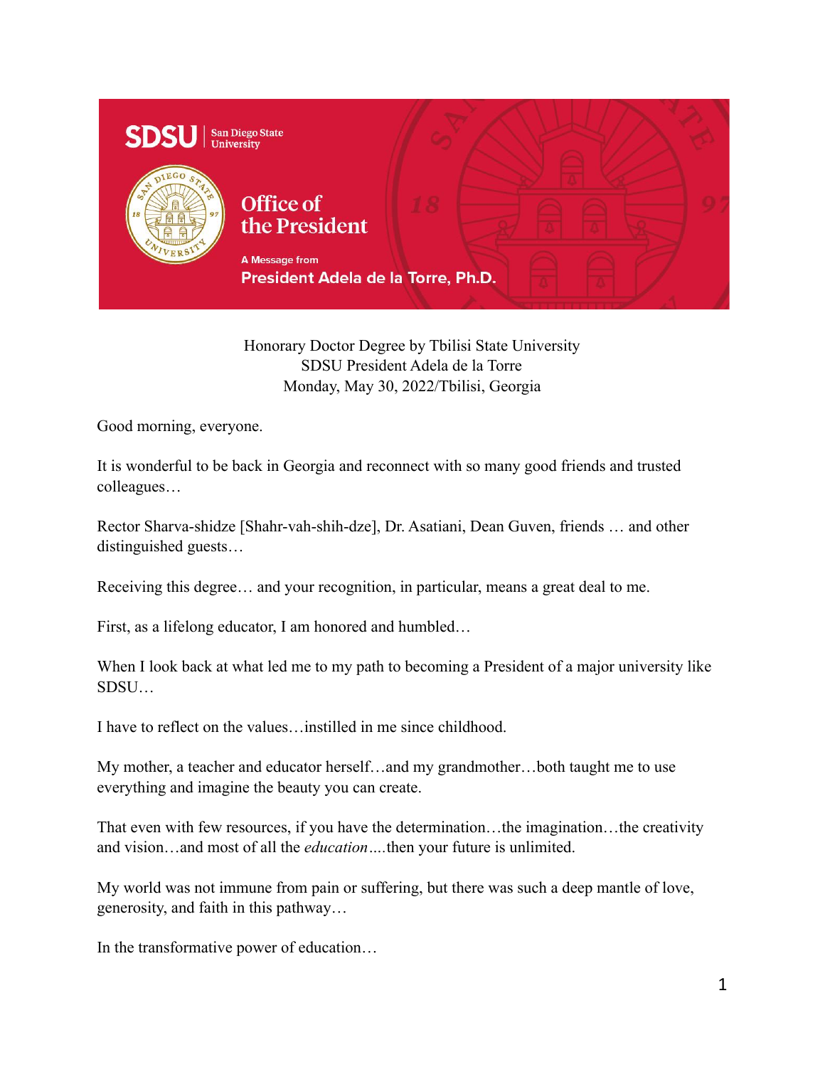SDSU | San Diego State University

# Office of the President

A Message from

**President Adela de la Torre, Ph.D.**

Honorary Doctor Degree by Tbilisi State University
SDSU President Adela de la Torre
Monday, May 30, 2022/Tbilisi, Georgia

Good morning, everyone.

It is wonderful to be back in Georgia and reconnect with so many good friends and trusted colleagues…

Rector Sharva-shidze [Shahr-vah-shih-dze], Dr. Asatiani, Dean Guven, friends … and other distinguished guests…

Receiving this degree… and your recognition, in particular, means a great deal to me.

First, as a lifelong educator, I am honored and humbled…

When I look back at what led me to my path to becoming a President of a major university like SDSU…

I have to reflect on the values…instilled in me since childhood.

My mother, a teacher and educator herself…and my grandmother…both taught me to use everything and imagine the beauty you can create.

That even with few resources, if you have the determination…the imagination…the creativity and vision…and most of all the *education*….then your future is unlimited.

My world was not immune from pain or suffering, but there was such a deep mantle of love, generosity, and faith in this pathway…

In the transformative power of education…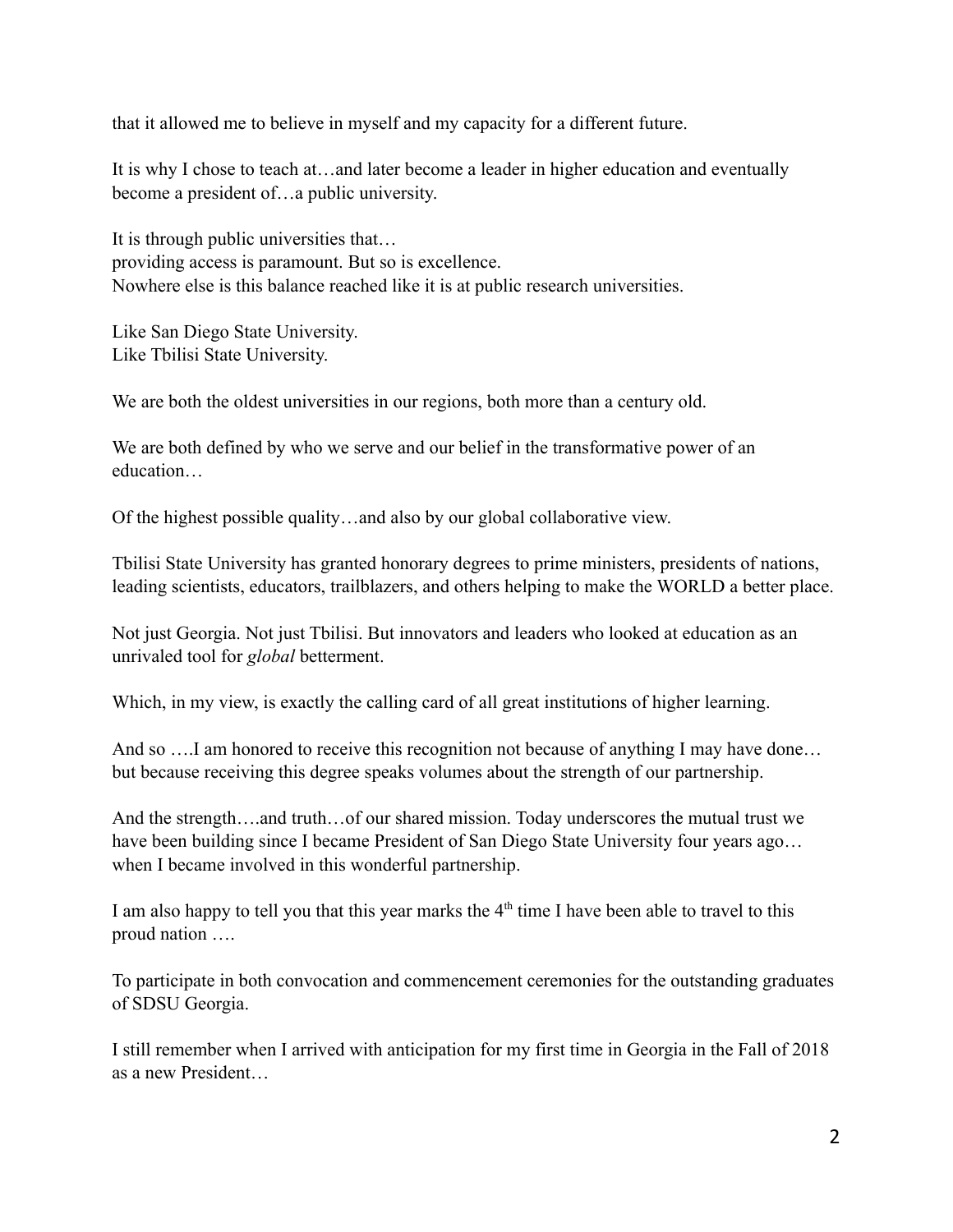that it allowed me to believe in myself and my capacity for a different future.

It is why I chose to teach at…and later become a leader in higher education and eventually become a president of…a public university.

It is through public universities that…
providing access is paramount. But so is excellence.
Nowhere else is this balance reached like it is at public research universities.

Like San Diego State University.
Like Tbilisi State University.

We are both the oldest universities in our regions, both more than a century old.

We are both defined by who we serve and our belief in the transformative power of an education…

Of the highest possible quality…and also by our global collaborative view.

Tbilisi State University has granted honorary degrees to prime ministers, presidents of nations, leading scientists, educators, trailblazers, and others helping to make the WORLD a better place.

Not just Georgia. Not just Tbilisi. But innovators and leaders who looked at education as an unrivaled tool for *global* betterment.

Which, in my view, is exactly the calling card of all great institutions of higher learning.

And so ….I am honored to receive this recognition not because of anything I may have done… but because receiving this degree speaks volumes about the strength of our partnership.

And the strength….and truth…of our shared mission. Today underscores the mutual trust we have been building since I became President of San Diego State University four years ago… when I became involved in this wonderful partnership.

I am also happy to tell you that this year marks the 4th time I have been able to travel to this proud nation ….

To participate in both convocation and commencement ceremonies for the outstanding graduates of SDSU Georgia.

I still remember when I arrived with anticipation for my first time in Georgia in the Fall of 2018 as a new President…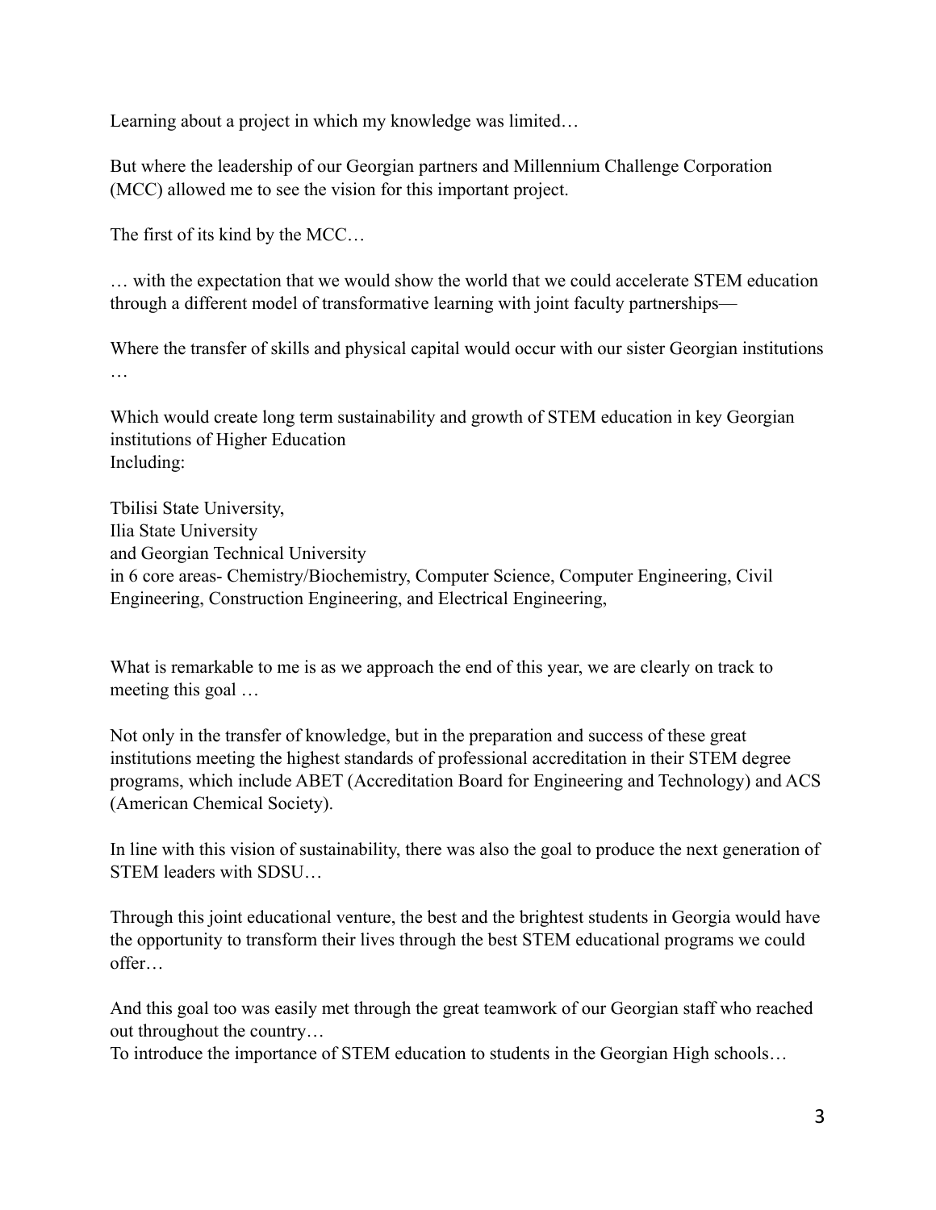Learning about a project in which my knowledge was limited…

But where the leadership of our Georgian partners and Millennium Challenge Corporation (MCC) allowed me to see the vision for this important project.

The first of its kind by the MCC…

… with the expectation that we would show the world that we could accelerate STEM education through a different model of transformative learning with joint faculty partnerships—

Where the transfer of skills and physical capital would occur with our sister Georgian institutions …

Which would create long term sustainability and growth of STEM education in key Georgian institutions of Higher Education
Including:

Tbilisi State University,
Ilia State University
and Georgian Technical University
in 6 core areas- Chemistry/Biochemistry, Computer Science, Computer Engineering, Civil Engineering, Construction Engineering, and Electrical Engineering,

What is remarkable to me is as we approach the end of this year, we are clearly on track to meeting this goal …

Not only in the transfer of knowledge, but in the preparation and success of these great institutions meeting the highest standards of professional accreditation in their STEM degree programs, which include ABET (Accreditation Board for Engineering and Technology) and ACS (American Chemical Society).

In line with this vision of sustainability, there was also the goal to produce the next generation of STEM leaders with SDSU…

Through this joint educational venture, the best and the brightest students in Georgia would have the opportunity to transform their lives through the best STEM educational programs we could offer…

And this goal too was easily met through the great teamwork of our Georgian staff who reached out throughout the country…
To introduce the importance of STEM education to students in the Georgian High schools…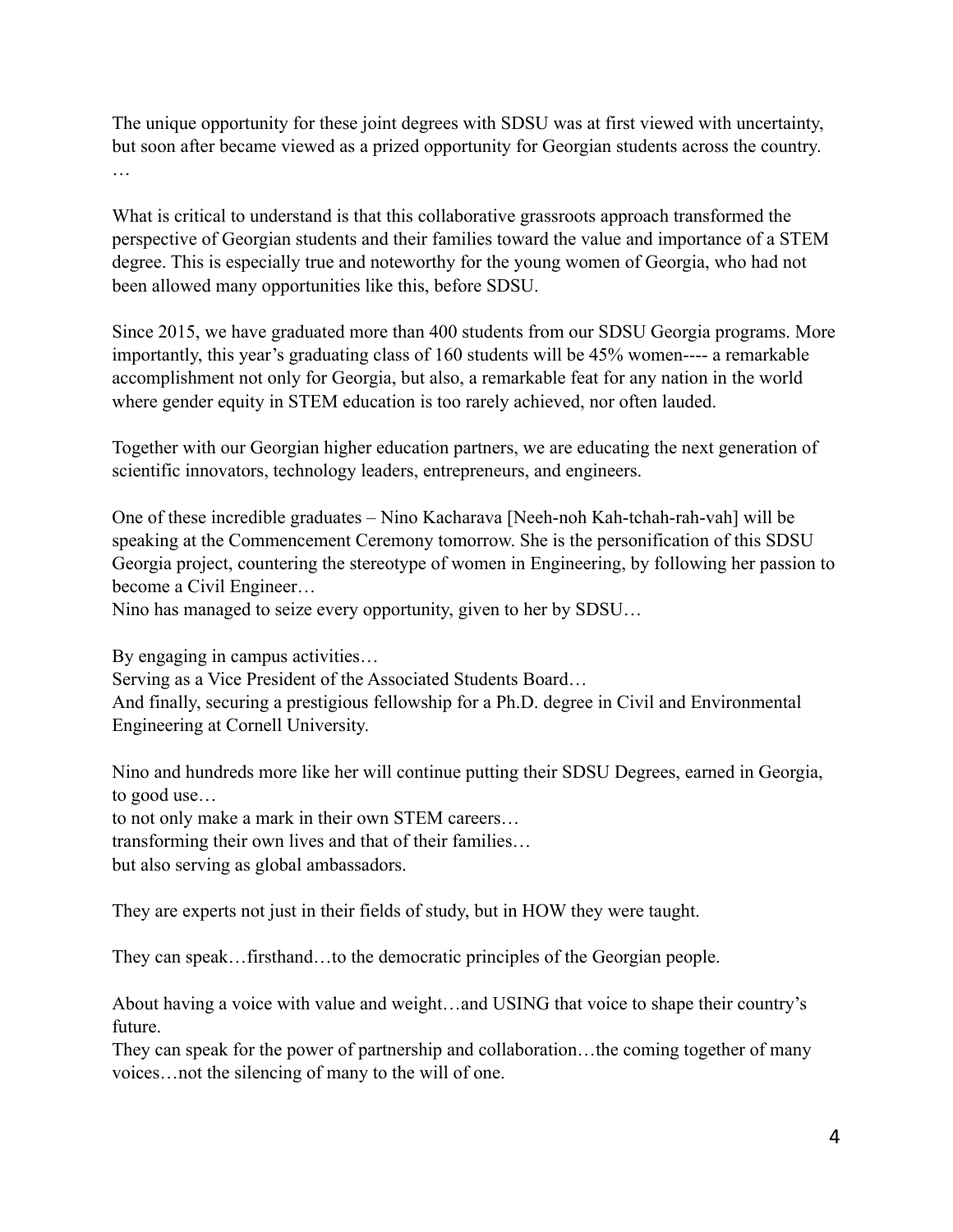The unique opportunity for these joint degrees with SDSU was at first viewed with uncertainty, but soon after became viewed as a prized opportunity for Georgian students across the country. …

What is critical to understand is that this collaborative grassroots approach transformed the perspective of Georgian students and their families toward the value and importance of a STEM degree. This is especially true and noteworthy for the young women of Georgia, who had not been allowed many opportunities like this, before SDSU.

Since 2015, we have graduated more than 400 students from our SDSU Georgia programs. More importantly, this year's graduating class of 160 students will be 45% women---- a remarkable accomplishment not only for Georgia, but also, a remarkable feat for any nation in the world where gender equity in STEM education is too rarely achieved, nor often lauded.

Together with our Georgian higher education partners, we are educating the next generation of scientific innovators, technology leaders, entrepreneurs, and engineers.

One of these incredible graduates – Nino Kacharava [Neeh-noh Kah-tchah-rah-vah] will be speaking at the Commencement Ceremony tomorrow. She is the personification of this SDSU Georgia project, countering the stereotype of women in Engineering, by following her passion to become a Civil Engineer…
Nino has managed to seize every opportunity, given to her by SDSU…

By engaging in campus activities…
Serving as a Vice President of the Associated Students Board…
And finally, securing a prestigious fellowship for a Ph.D. degree in Civil and Environmental Engineering at Cornell University.

Nino and hundreds more like her will continue putting their SDSU Degrees, earned in Georgia, to good use…
to not only make a mark in their own STEM careers…
transforming their own lives and that of their families…
but also serving as global ambassadors.

They are experts not just in their fields of study, but in HOW they were taught.

They can speak…firsthand…to the democratic principles of the Georgian people.

About having a voice with value and weight…and USING that voice to shape their country's future.
They can speak for the power of partnership and collaboration…the coming together of many voices…not the silencing of many to the will of one.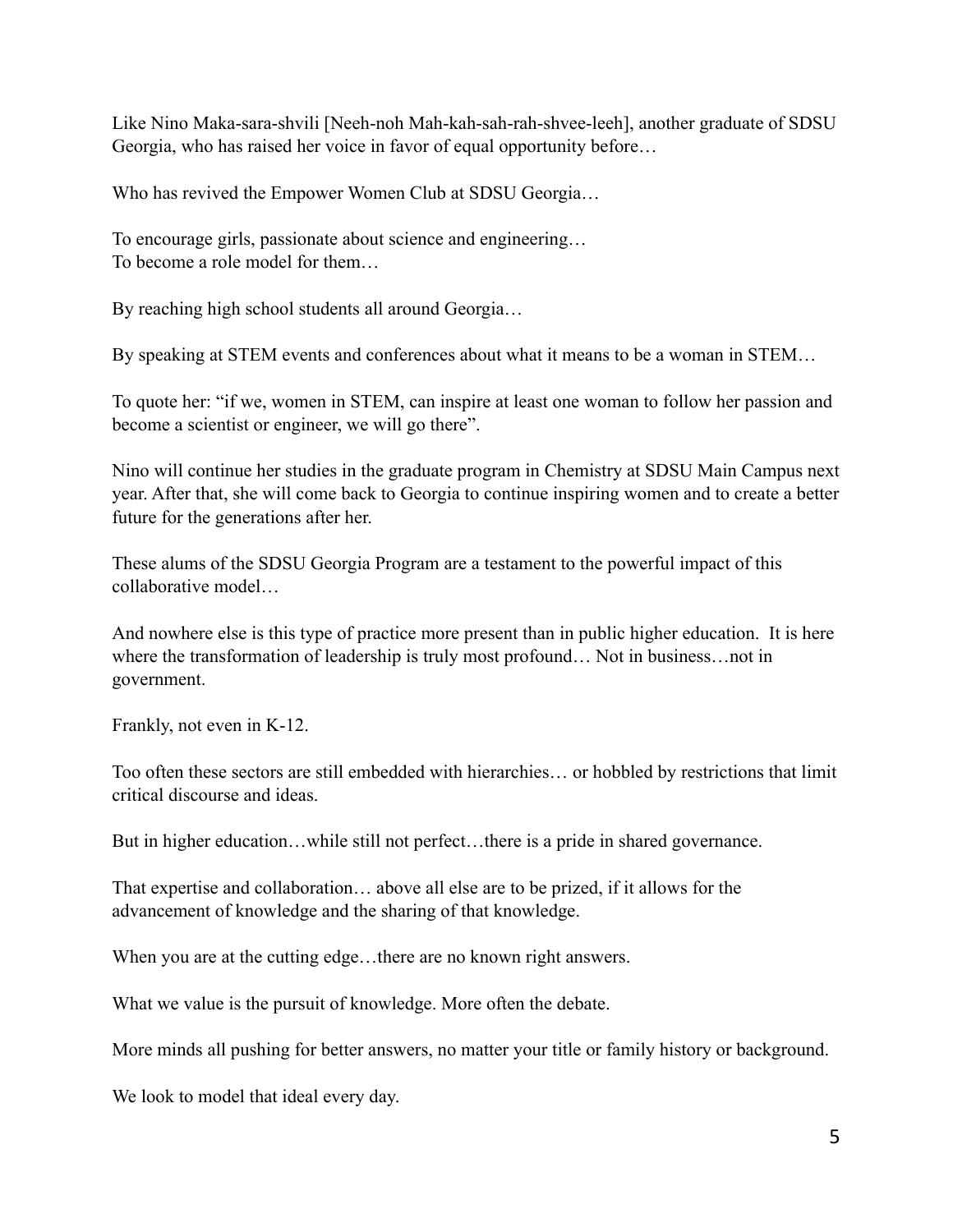Like Nino Maka-sara-shvili [Neeh-noh Mah-kah-sah-rah-shvee-leeh], another graduate of SDSU Georgia, who has raised her voice in favor of equal opportunity before…

Who has revived the Empower Women Club at SDSU Georgia…

To encourage girls, passionate about science and engineering…
To become a role model for them…

By reaching high school students all around Georgia…

By speaking at STEM events and conferences about what it means to be a woman in STEM…

To quote her: "if we, women in STEM, can inspire at least one woman to follow her passion and become a scientist or engineer, we will go there".

Nino will continue her studies in the graduate program in Chemistry at SDSU Main Campus next year. After that, she will come back to Georgia to continue inspiring women and to create a better future for the generations after her.

These alums of the SDSU Georgia Program are a testament to the powerful impact of this collaborative model…

And nowhere else is this type of practice more present than in public higher education. It is here where the transformation of leadership is truly most profound… Not in business…not in government.

Frankly, not even in K-12.

Too often these sectors are still embedded with hierarchies… or hobbled by restrictions that limit critical discourse and ideas.

But in higher education…while still not perfect…there is a pride in shared governance.

That expertise and collaboration… above all else are to be prized, if it allows for the advancement of knowledge and the sharing of that knowledge.

When you are at the cutting edge…there are no known right answers.

What we value is the pursuit of knowledge. More often the debate.

More minds all pushing for better answers, no matter your title or family history or background.

We look to model that ideal every day.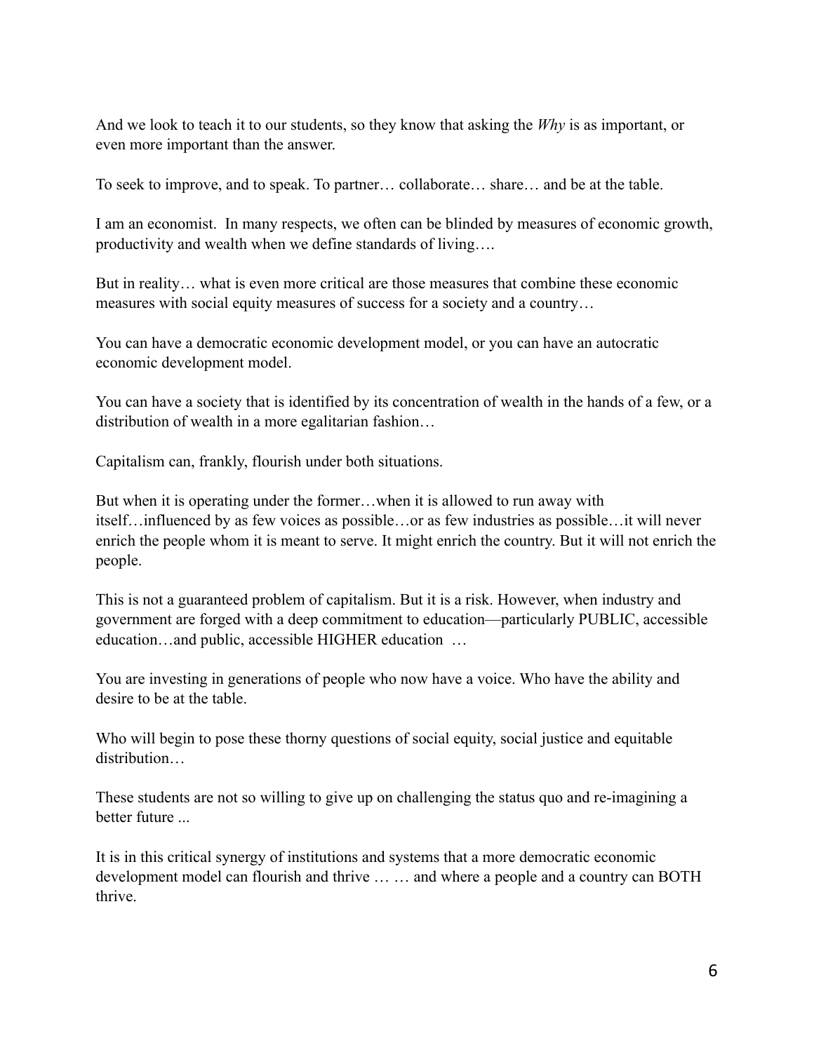And we look to teach it to our students, so they know that asking the *Why* is as important, or even more important than the answer.

To seek to improve, and to speak. To partner… collaborate… share… and be at the table.

I am an economist. In many respects, we often can be blinded by measures of economic growth, productivity and wealth when we define standards of living….

But in reality… what is even more critical are those measures that combine these economic measures with social equity measures of success for a society and a country…

You can have a democratic economic development model, or you can have an autocratic economic development model.

You can have a society that is identified by its concentration of wealth in the hands of a few, or a distribution of wealth in a more egalitarian fashion…

Capitalism can, frankly, flourish under both situations.

But when it is operating under the former…when it is allowed to run away with itself…influenced by as few voices as possible…or as few industries as possible…it will never enrich the people whom it is meant to serve. It might enrich the country. But it will not enrich the people.

This is not a guaranteed problem of capitalism. But it is a risk. However, when industry and government are forged with a deep commitment to education—particularly PUBLIC, accessible education…and public, accessible HIGHER education …

You are investing in generations of people who now have a voice. Who have the ability and desire to be at the table.

Who will begin to pose these thorny questions of social equity, social justice and equitable distribution…

These students are not so willing to give up on challenging the status quo and re-imagining a better future ...

It is in this critical synergy of institutions and systems that a more democratic economic development model can flourish and thrive … … and where a people and a country can BOTH thrive.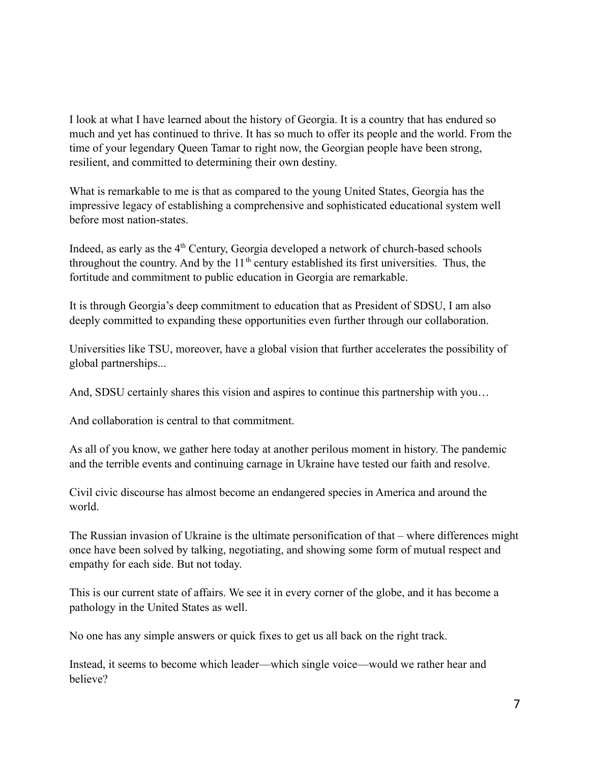I look at what I have learned about the history of Georgia. It is a country that has endured so much and yet has continued to thrive. It has so much to offer its people and the world. From the time of your legendary Queen Tamar to right now, the Georgian people have been strong, resilient, and committed to determining their own destiny.

What is remarkable to me is that as compared to the young United States, Georgia has the impressive legacy of establishing a comprehensive and sophisticated educational system well before most nation-states.

Indeed, as early as the 4th Century, Georgia developed a network of church-based schools throughout the country. And by the 11th century established its first universities. Thus, the fortitude and commitment to public education in Georgia are remarkable.

It is through Georgia's deep commitment to education that as President of SDSU, I am also deeply committed to expanding these opportunities even further through our collaboration.

Universities like TSU, moreover, have a global vision that further accelerates the possibility of global partnerships...

And, SDSU certainly shares this vision and aspires to continue this partnership with you…

And collaboration is central to that commitment.

As all of you know, we gather here today at another perilous moment in history. The pandemic and the terrible events and continuing carnage in Ukraine have tested our faith and resolve.

Civil civic discourse has almost become an endangered species in America and around the world.

The Russian invasion of Ukraine is the ultimate personification of that – where differences might once have been solved by talking, negotiating, and showing some form of mutual respect and empathy for each side. But not today.

This is our current state of affairs. We see it in every corner of the globe, and it has become a pathology in the United States as well.

No one has any simple answers or quick fixes to get us all back on the right track.

Instead, it seems to become which leader—which single voice—would we rather hear and believe?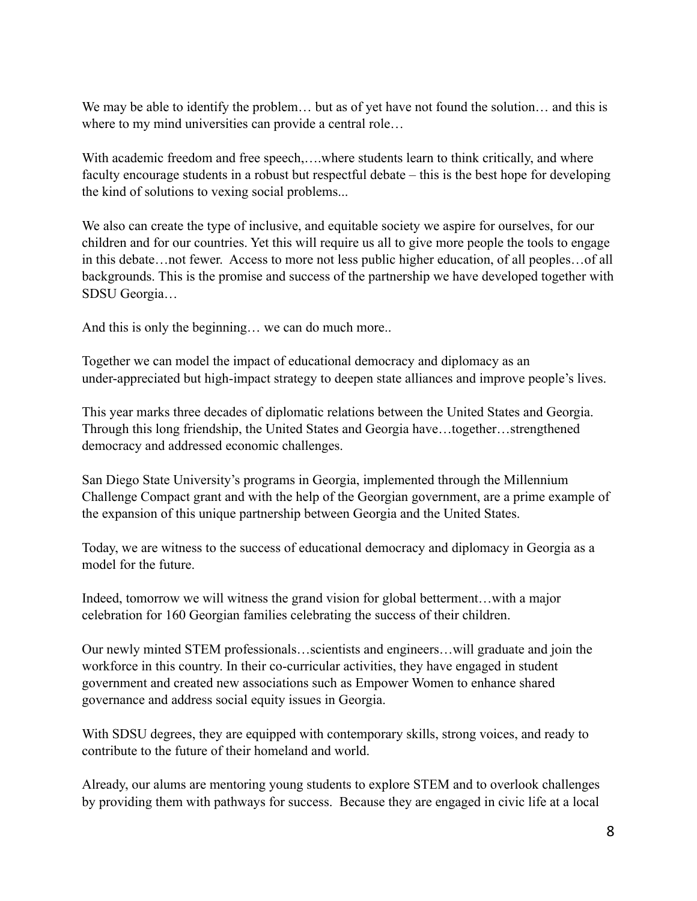We may be able to identify the problem… but as of yet have not found the solution… and this is where to my mind universities can provide a central role…

With academic freedom and free speech,….where students learn to think critically, and where faculty encourage students in a robust but respectful debate – this is the best hope for developing the kind of solutions to vexing social problems...

We also can create the type of inclusive, and equitable society we aspire for ourselves, for our children and for our countries. Yet this will require us all to give more people the tools to engage in this debate…not fewer. Access to more not less public higher education, of all peoples…of all backgrounds. This is the promise and success of the partnership we have developed together with SDSU Georgia…

And this is only the beginning… we can do much more..

Together we can model the impact of educational democracy and diplomacy as an under-appreciated but high-impact strategy to deepen state alliances and improve people's lives.

This year marks three decades of diplomatic relations between the United States and Georgia. Through this long friendship, the United States and Georgia have…together…strengthened democracy and addressed economic challenges.

San Diego State University's programs in Georgia, implemented through the Millennium Challenge Compact grant and with the help of the Georgian government, are a prime example of the expansion of this unique partnership between Georgia and the United States.

Today, we are witness to the success of educational democracy and diplomacy in Georgia as a model for the future.

Indeed, tomorrow we will witness the grand vision for global betterment…with a major celebration for 160 Georgian families celebrating the success of their children.

Our newly minted STEM professionals…scientists and engineers…will graduate and join the workforce in this country. In their co-curricular activities, they have engaged in student government and created new associations such as Empower Women to enhance shared governance and address social equity issues in Georgia.

With SDSU degrees, they are equipped with contemporary skills, strong voices, and ready to contribute to the future of their homeland and world.

Already, our alums are mentoring young students to explore STEM and to overlook challenges by providing them with pathways for success. Because they are engaged in civic life at a local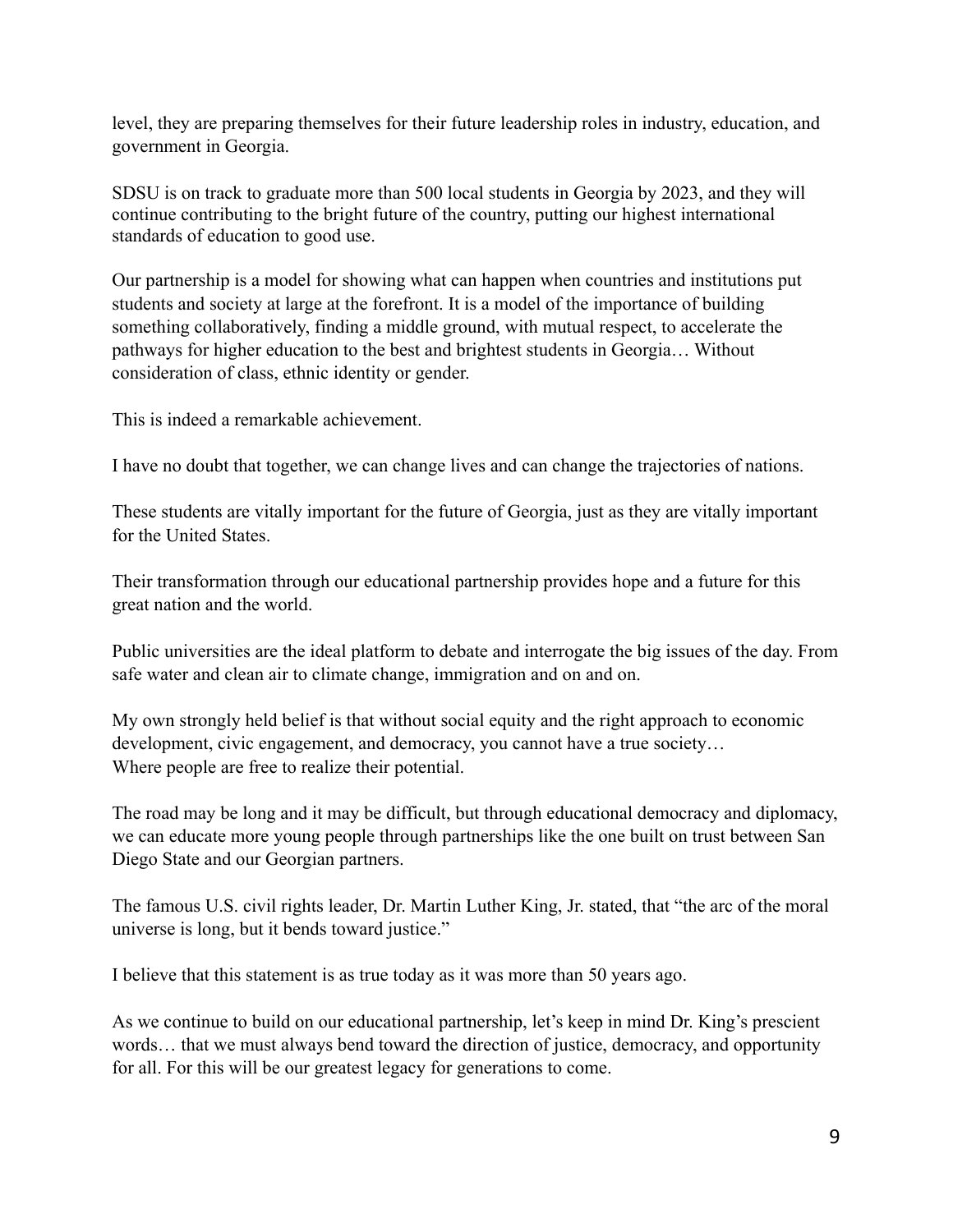level, they are preparing themselves for their future leadership roles in industry, education, and government in Georgia.

SDSU is on track to graduate more than 500 local students in Georgia by 2023, and they will continue contributing to the bright future of the country, putting our highest international standards of education to good use.

Our partnership is a model for showing what can happen when countries and institutions put students and society at large at the forefront. It is a model of the importance of building something collaboratively, finding a middle ground, with mutual respect, to accelerate the pathways for higher education to the best and brightest students in Georgia… Without consideration of class, ethnic identity or gender.

This is indeed a remarkable achievement.

I have no doubt that together, we can change lives and can change the trajectories of nations.

These students are vitally important for the future of Georgia, just as they are vitally important for the United States.

Their transformation through our educational partnership provides hope and a future for this great nation and the world.

Public universities are the ideal platform to debate and interrogate the big issues of the day. From safe water and clean air to climate change, immigration and on and on.

My own strongly held belief is that without social equity and the right approach to economic development, civic engagement, and democracy, you cannot have a true society…
Where people are free to realize their potential.

The road may be long and it may be difficult, but through educational democracy and diplomacy, we can educate more young people through partnerships like the one built on trust between San Diego State and our Georgian partners.

The famous U.S. civil rights leader, Dr. Martin Luther King, Jr. stated, that "the arc of the moral universe is long, but it bends toward justice."

I believe that this statement is as true today as it was more than 50 years ago.

As we continue to build on our educational partnership, let's keep in mind Dr. King's prescient words… that we must always bend toward the direction of justice, democracy, and opportunity for all. For this will be our greatest legacy for generations to come.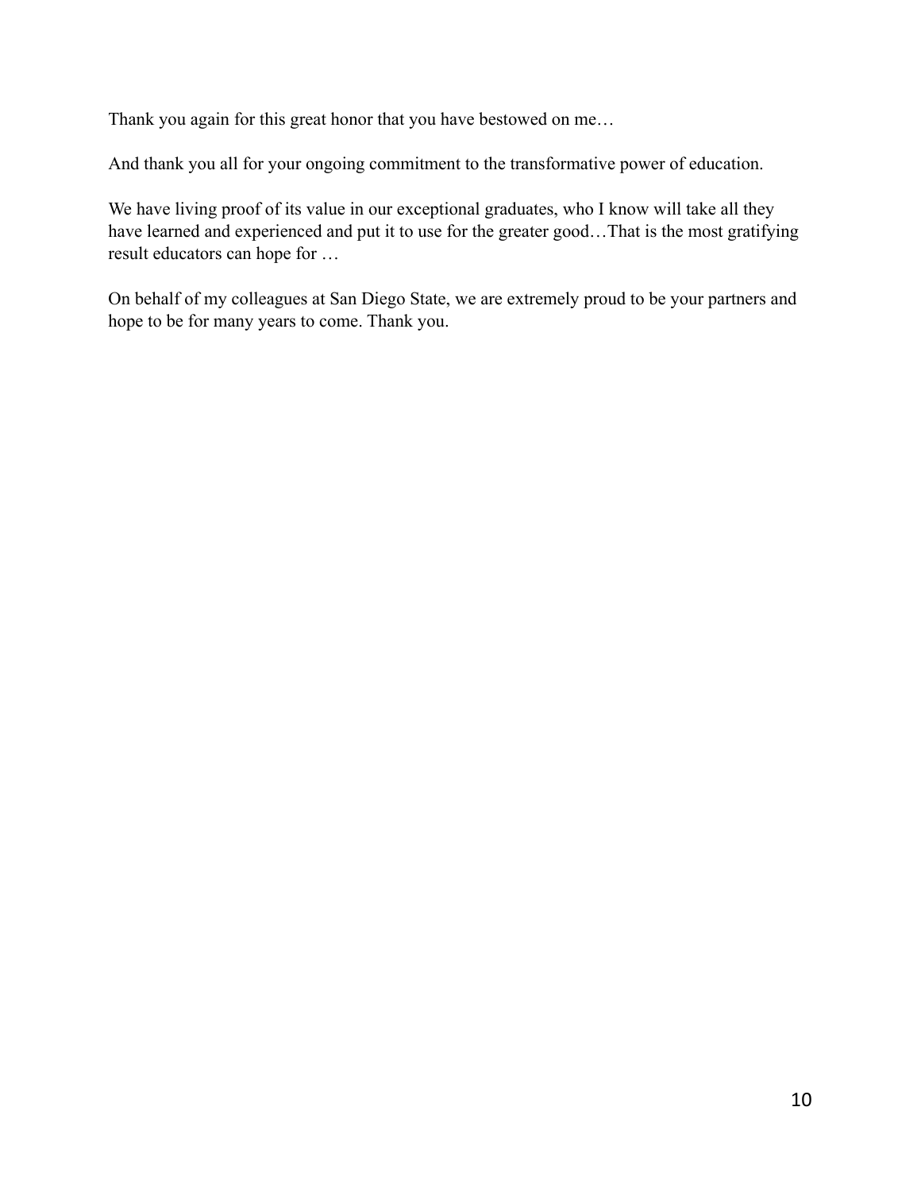Thank you again for this great honor that you have bestowed on me…

And thank you all for your ongoing commitment to the transformative power of education.

We have living proof of its value in our exceptional graduates, who I know will take all they have learned and experienced and put it to use for the greater good…That is the most gratifying result educators can hope for …

On behalf of my colleagues at San Diego State, we are extremely proud to be your partners and hope to be for many years to come. Thank you.